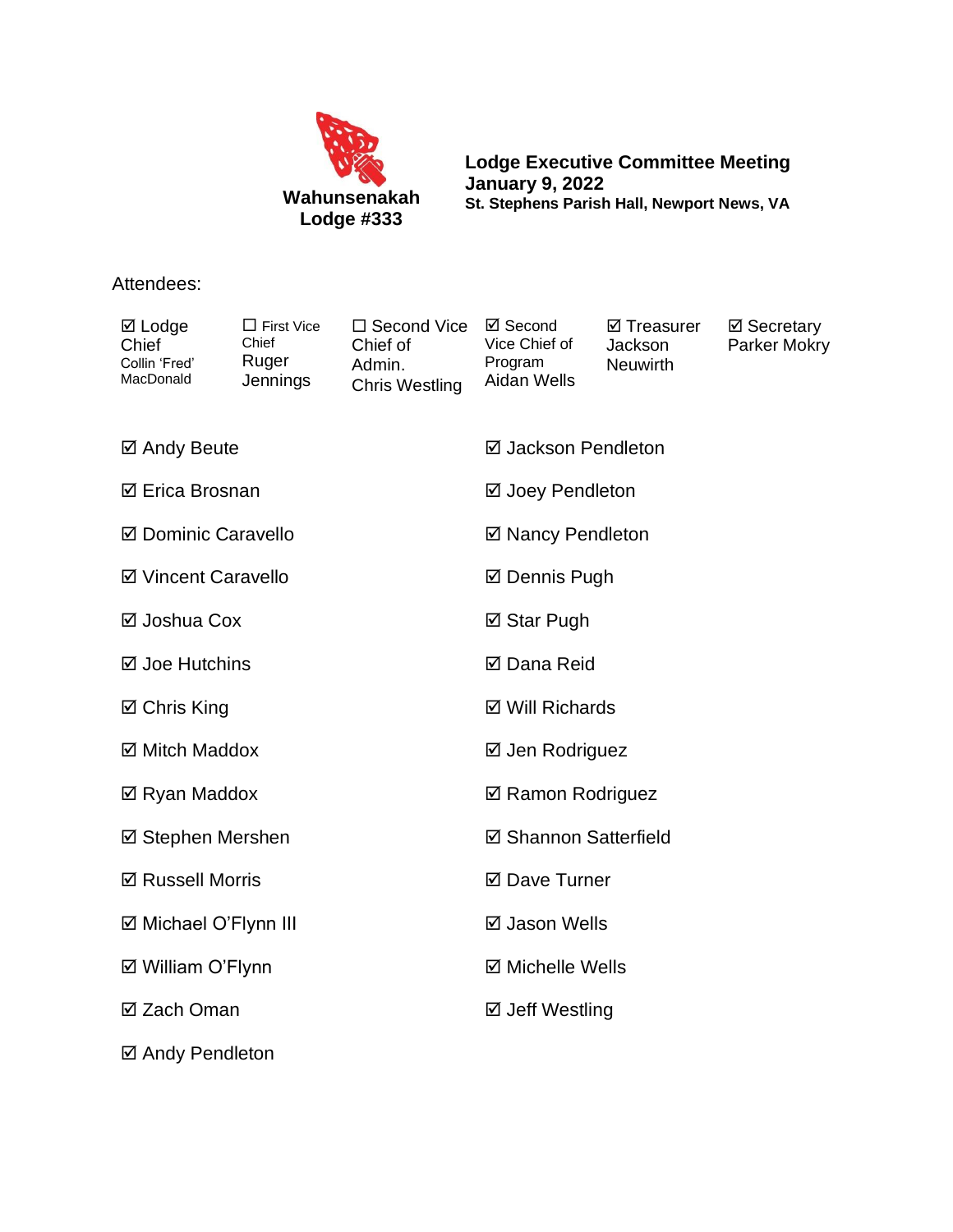**Wahunsenakah Lodge #333**

# Lodge Executive Committee Meeting
## January 9, 2022
**St. Stephens Parish Hall, Newport News, VA**

Attendees:

| | | | | | |
|---|---|---|---|---|---|
| ☑ Lodge Chief Collin 'Fred' MacDonald | ☐ First Vice Chief Ruger Jennings | ☐ Second Vice Chief of Admin. Chris Westling | ☑ Second Vice Chief of Program Aidan Wells | ☑ Treasurer Jackson Neuwirth | ☑ Secretary Parker Mokry |

☑ Andy Beute

☑ Erica Brosnan

☑ Dominic Caravello

☑ Vincent Caravello

☑ Joshua Cox

☑ Joe Hutchins

☑ Chris King

☑ Mitch Maddox

☑ Ryan Maddox

☑ Stephen Mershen

☑ Russell Morris

☑ Michael O'Flynn III

☑ William O'Flynn

☑ Zach Oman

☑ Andy Pendleton

☑ Jackson Pendleton

☑ Joey Pendleton

☑ Nancy Pendleton

☑ Dennis Pugh

☑ Star Pugh

☑ Dana Reid

☑ Will Richards

☑ Jen Rodriguez

☑ Ramon Rodriguez

☑ Shannon Satterfield

☑ Dave Turner

☑ Jason Wells

☑ Michelle Wells

☑ Jeff Westling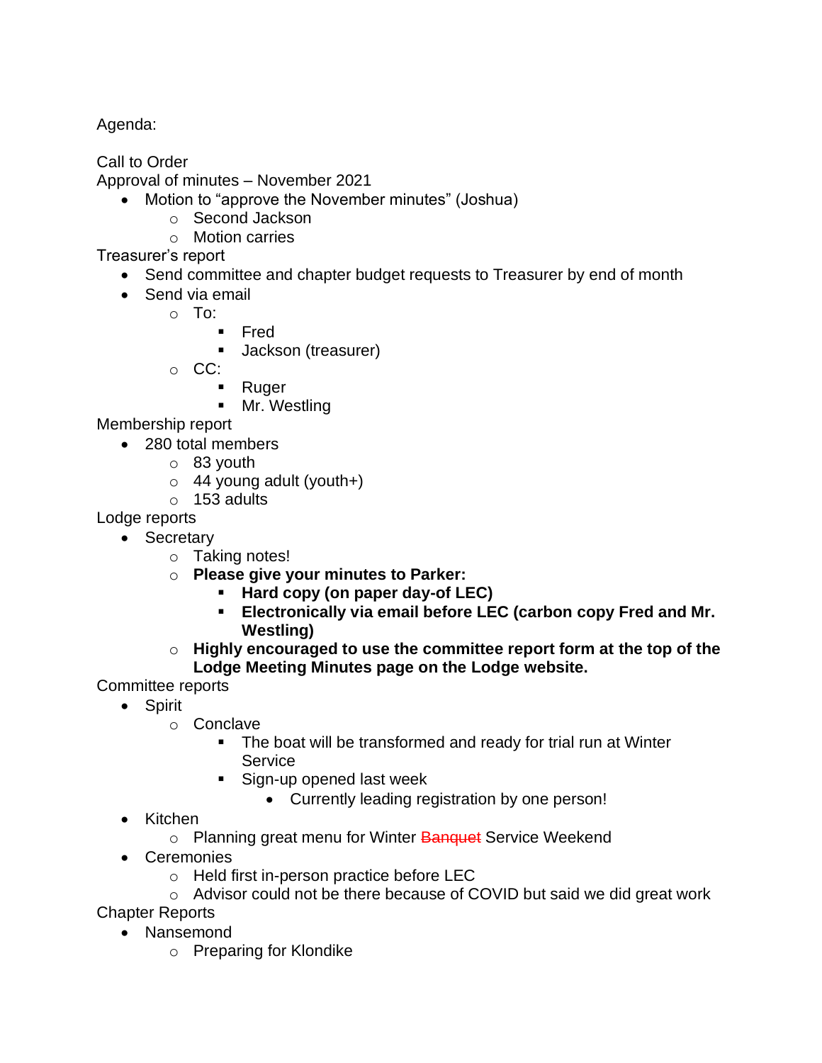Agenda:

Call to Order

Approval of minutes – November 2021

- Motion to “approve the November minutes” (Joshua)
  - Second Jackson
  - Motion carries

Treasurer’s report

- Send committee and chapter budget requests to Treasurer by end of month
- Send via email
  - To:
    - Fred
    - Jackson (treasurer)
  - CC:
    - Ruger
    - Mr. Westling

Membership report

- 280 total members
  - 83 youth
  - 44 young adult (youth+)
  - 153 adults

Lodge reports

- Secretary
  - Taking notes!
  - **Please give your minutes to Parker:**
    - **Hard copy (on paper day-of LEC)**
    - **Electronically via email before LEC (carbon copy Fred and Mr. Westling)**
  - **Highly encouraged to use the committee report form at the top of the Lodge Meeting Minutes page on the Lodge website.**

Committee reports

- Spirit
  - Conclave
    - The boat will be transformed and ready for trial run at Winter Service
    - Sign-up opened last week
      - Currently leading registration by one person!
- Kitchen
  - Planning great menu for Winter ~~Banquet~~ Service Weekend
- Ceremonies
  - Held first in-person practice before LEC
  - Advisor could not be there because of COVID but said we did great work

Chapter Reports

- Nansemond
  - Preparing for Klondike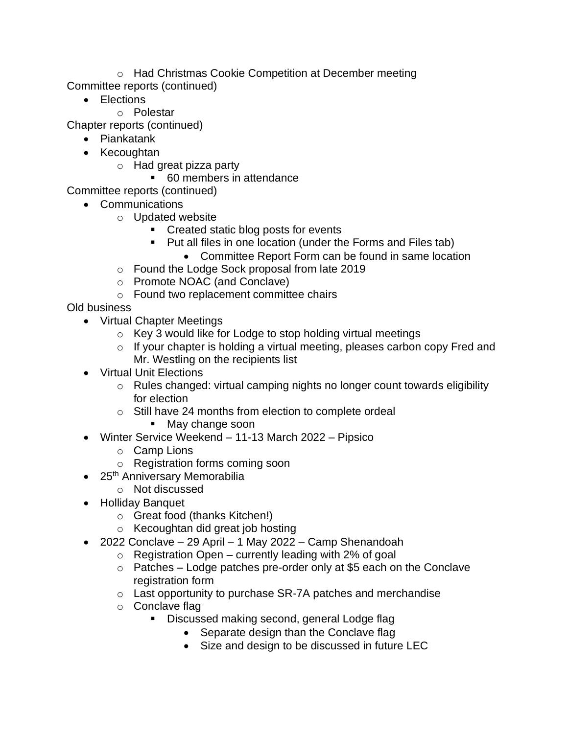- Had Christmas Cookie Competition at December meeting

Committee reports (continued)

- Elections
    - Polestar

Chapter reports (continued)

- Piankatank
- Kecoughtan
    - Had great pizza party
        - 60 members in attendance

Committee reports (continued)

- Communications
    - Updated website
        - Created static blog posts for events
        - Put all files in one location (under the Forms and Files tab)
            - Committee Report Form can be found in same location
    - Found the Lodge Sock proposal from late 2019
    - Promote NOAC (and Conclave)
    - Found two replacement committee chairs

Old business

- Virtual Chapter Meetings
    - Key 3 would like for Lodge to stop holding virtual meetings
    - If your chapter is holding a virtual meeting, pleases carbon copy Fred and Mr. Westling on the recipients list
- Virtual Unit Elections
    - Rules changed: virtual camping nights no longer count towards eligibility for election
    - Still have 24 months from election to complete ordeal
        - May change soon
- Winter Service Weekend – 11-13 March 2022 – Pipsico
    - Camp Lions
    - Registration forms coming soon
- 25th Anniversary Memorabilia
    - Not discussed
- Holliday Banquet
    - Great food (thanks Kitchen!)
    - Kecoughtan did great job hosting
- 2022 Conclave – 29 April – 1 May 2022 – Camp Shenandoah
    - Registration Open – currently leading with 2% of goal
    - Patches – Lodge patches pre-order only at $5 each on the Conclave registration form
    - Last opportunity to purchase SR-7A patches and merchandise
    - Conclave flag
        - Discussed making second, general Lodge flag
            - Separate design than the Conclave flag
            - Size and design to be discussed in future LEC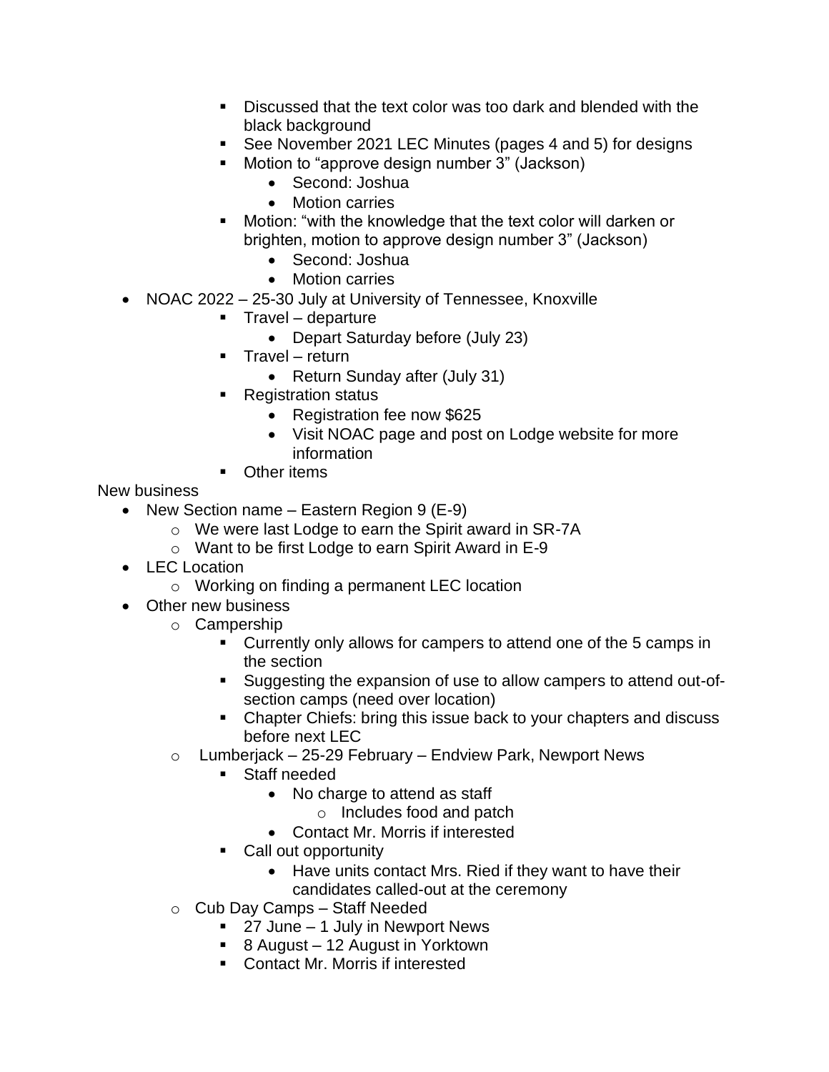- Discussed that the text color was too dark and blended with the black background
      - See November 2021 LEC Minutes (pages 4 and 5) for designs
      - Motion to "approve design number 3" (Jackson)
        - Second: Joshua
        - Motion carries
      - Motion: "with the knowledge that the text color will darken or brighten, motion to approve design number 3" (Jackson)
        - Second: Joshua
        - Motion carries
- NOAC 2022 – 25-30 July at University of Tennessee, Knoxville
      - Travel – departure
        - Depart Saturday before (July 23)
      - Travel – return
        - Return Sunday after (July 31)
      - Registration status
        - Registration fee now $625
        - Visit NOAC page and post on Lodge website for more information
      - Other items

New business

- New Section name – Eastern Region 9 (E-9)
  - We were last Lodge to earn the Spirit award in SR-7A
  - Want to be first Lodge to earn Spirit Award in E-9
- LEC Location
  - Working on finding a permanent LEC location
- Other new business
  - Campership
    - Currently only allows for campers to attend one of the 5 camps in the section
    - Suggesting the expansion of use to allow campers to attend out-of-section camps (need over location)
    - Chapter Chiefs: bring this issue back to your chapters and discuss before next LEC
  - Lumberjack – 25-29 February – Endview Park, Newport News
    - Staff needed
      - No charge to attend as staff
        - Includes food and patch
      - Contact Mr. Morris if interested
    - Call out opportunity
      - Have units contact Mrs. Ried if they want to have their candidates called-out at the ceremony
  - Cub Day Camps – Staff Needed
    - 27 June – 1 July in Newport News
    - 8 August – 12 August in Yorktown
    - Contact Mr. Morris if interested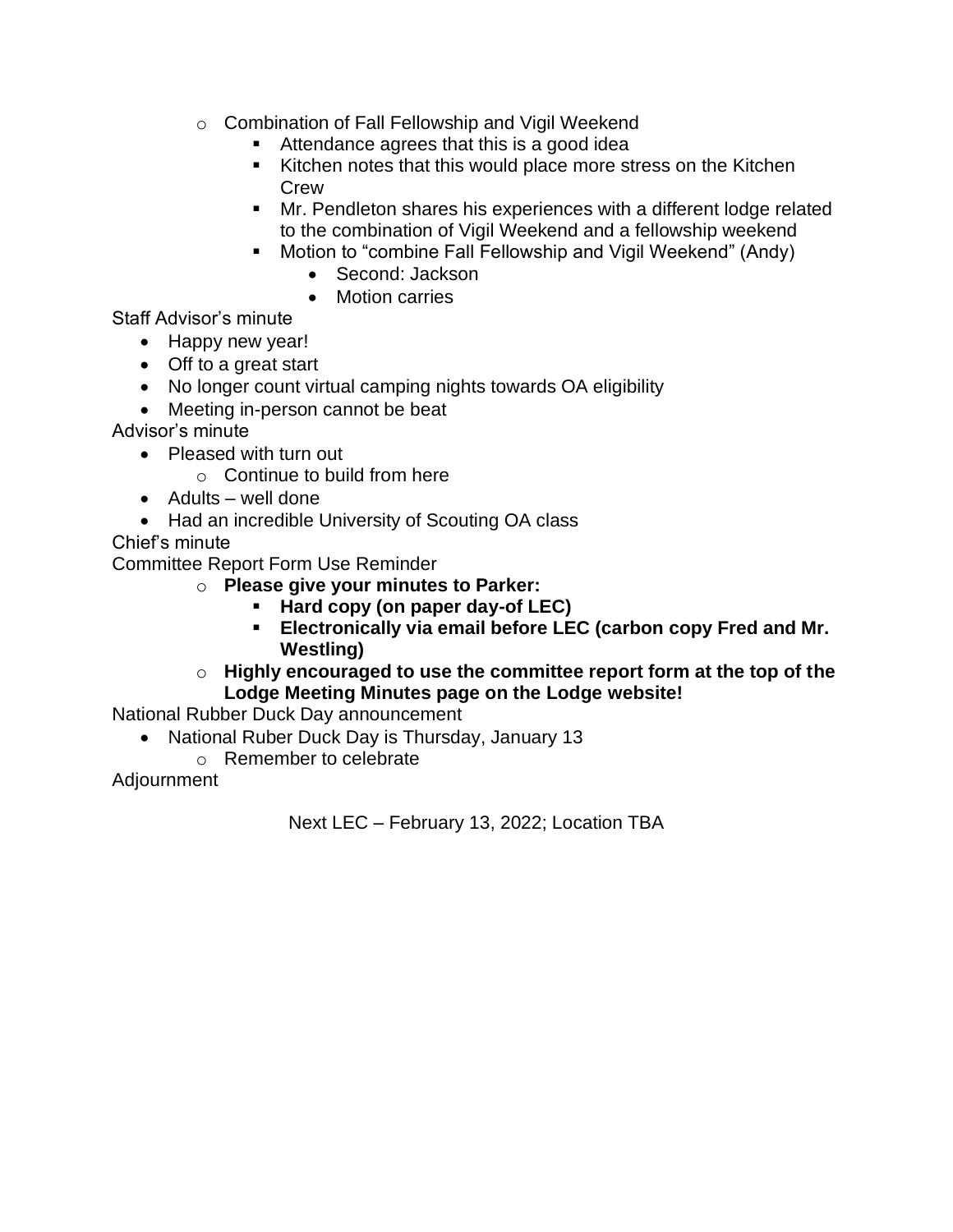- Combination of Fall Fellowship and Vigil Weekend
  - Attendance agrees that this is a good idea
  - Kitchen notes that this would place more stress on the Kitchen Crew
  - Mr. Pendleton shares his experiences with a different lodge related to the combination of Vigil Weekend and a fellowship weekend
  - Motion to "combine Fall Fellowship and Vigil Weekend" (Andy)
    - Second: Jackson
    - Motion carries

Staff Advisor's minute

- Happy new year!
- Off to a great start
- No longer count virtual camping nights towards OA eligibility
- Meeting in-person cannot be beat

Advisor's minute

- Pleased with turn out
  - Continue to build from here
- Adults – well done
- Had an incredible University of Scouting OA class

Chief's minute

Committee Report Form Use Reminder

- **Please give your minutes to Parker:**
  - **Hard copy (on paper day-of LEC)**
  - **Electronically via email before LEC (carbon copy Fred and Mr. Westling)**
- **Highly encouraged to use the committee report form at the top of the Lodge Meeting Minutes page on the Lodge website!**

National Rubber Duck Day announcement

- National Ruber Duck Day is Thursday, January 13
  - Remember to celebrate

Adjournment

Next LEC – February 13, 2022; Location TBA